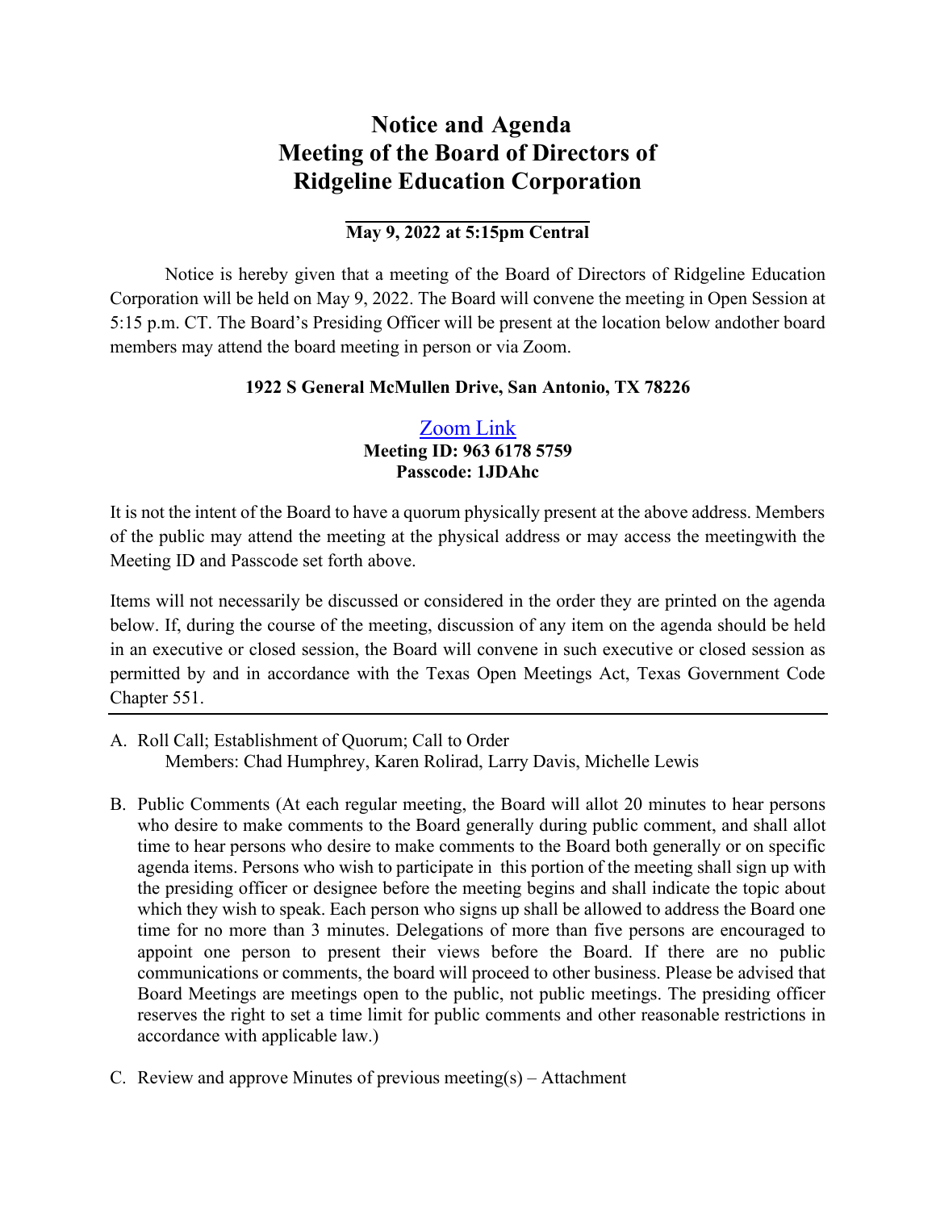# Notice and Agenda
# Meeting of the Board of Directors of
# Ridgeline Education Corporation

**May 9, 2022 at 5:15pm Central**

Notice is hereby given that a meeting of the Board of Directors of Ridgeline Education Corporation will be held on May 9, 2022. The Board will convene the meeting in Open Session at 5:15 p.m. CT. The Board's Presiding Officer will be present at the location below andother board members may attend the board meeting in person or via Zoom.

**1922 S General McMullen Drive, San Antonio, TX 78226**

Zoom Link
**Meeting ID: 963 6178 5759**
**Passcode: 1JDAhc**

It is not the intent of the Board to have a quorum physically present at the above address. Members of the public may attend the meeting at the physical address or may access the meetingwith the Meeting ID and Passcode set forth above.

Items will not necessarily be discussed or considered in the order they are printed on the agenda below. If, during the course of the meeting, discussion of any item on the agenda should be held in an executive or closed session, the Board will convene in such executive or closed session as permitted by and in accordance with the Texas Open Meetings Act, Texas Government Code Chapter 551.

---

A. Roll Call; Establishment of Quorum; Call to Order
   Members: Chad Humphrey, Karen Rolirad, Larry Davis, Michelle Lewis

B. Public Comments (At each regular meeting, the Board will allot 20 minutes to hear persons who desire to make comments to the Board generally during public comment, and shall allot time to hear persons who desire to make comments to the Board both generally or on specific agenda items. Persons who wish to participate in this portion of the meeting shall sign up with the presiding officer or designee before the meeting begins and shall indicate the topic about which they wish to speak. Each person who signs up shall be allowed to address the Board one time for no more than 3 minutes. Delegations of more than five persons are encouraged to appoint one person to present their views before the Board. If there are no public communications or comments, the board will proceed to other business. Please be advised that Board Meetings are meetings open to the public, not public meetings. The presiding officer reserves the right to set a time limit for public comments and other reasonable restrictions in accordance with applicable law.)

C. Review and approve Minutes of previous meeting(s) – Attachment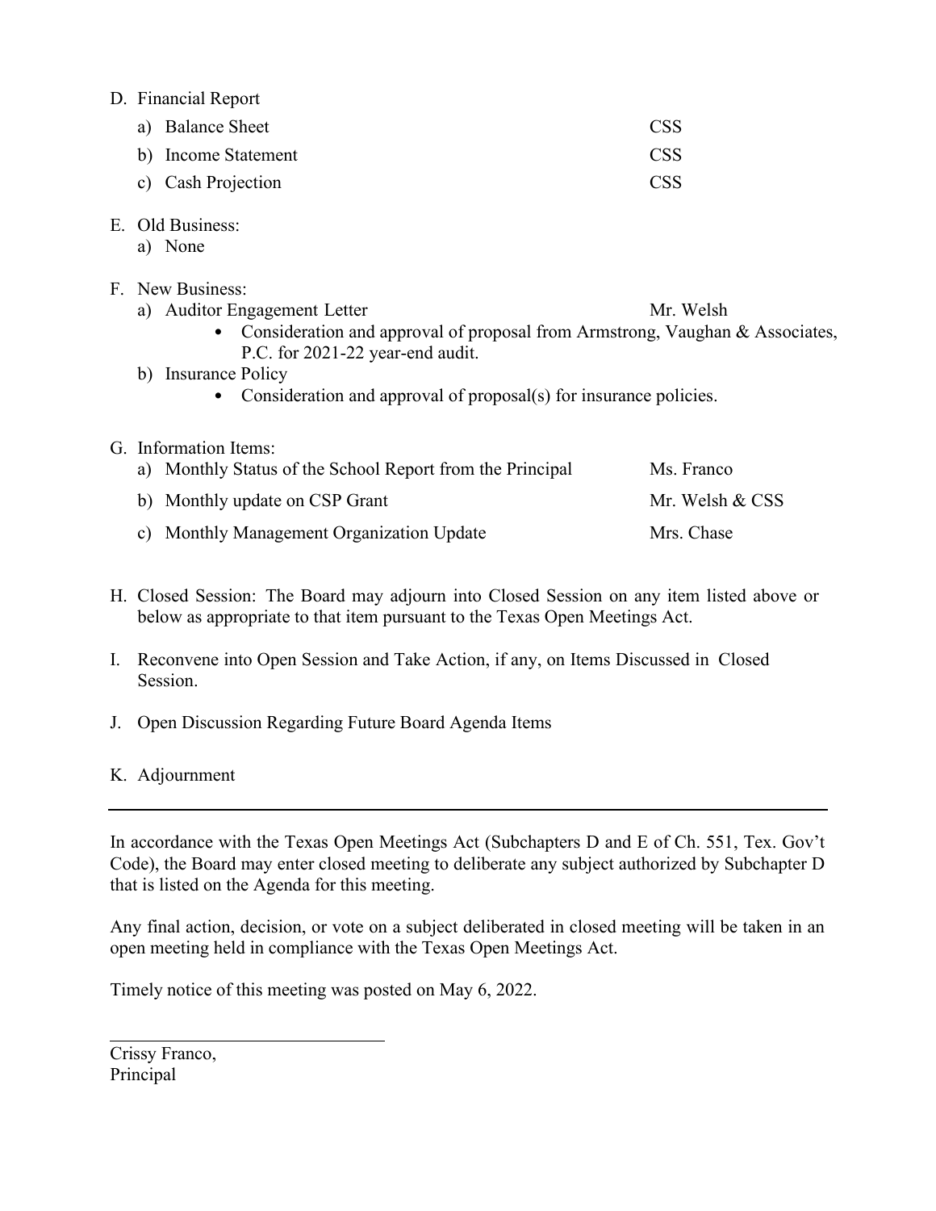D. Financial Report

a) Balance Sheet CSS

b) Income Statement CSS

c) Cash Projection CSS

E. Old Business:

a) None

F. New Business:

a) Auditor Engagement Letter Mr. Welsh

- Consideration and approval of proposal from Armstrong, Vaughan & Associates, P.C. for 2021-22 year-end audit.

b) Insurance Policy

- Consideration and approval of proposal(s) for insurance policies.

G. Information Items:

a) Monthly Status of the School Report from the Principal Ms. Franco

b) Monthly update on CSP Grant Mr. Welsh & CSS

c) Monthly Management Organization Update Mrs. Chase

H. Closed Session: The Board may adjourn into Closed Session on any item listed above or below as appropriate to that item pursuant to the Texas Open Meetings Act.

I. Reconvene into Open Session and Take Action, if any, on Items Discussed in Closed Session.

J. Open Discussion Regarding Future Board Agenda Items

K. Adjournment

---

In accordance with the Texas Open Meetings Act (Subchapters D and E of Ch. 551, Tex. Gov't Code), the Board may enter closed meeting to deliberate any subject authorized by Subchapter D that is listed on the Agenda for this meeting.

Any final action, decision, or vote on a subject deliberated in closed meeting will be taken in an open meeting held in compliance with the Texas Open Meetings Act.

Timely notice of this meeting was posted on May 6, 2022.

______________________________

Crissy Franco,
Principal